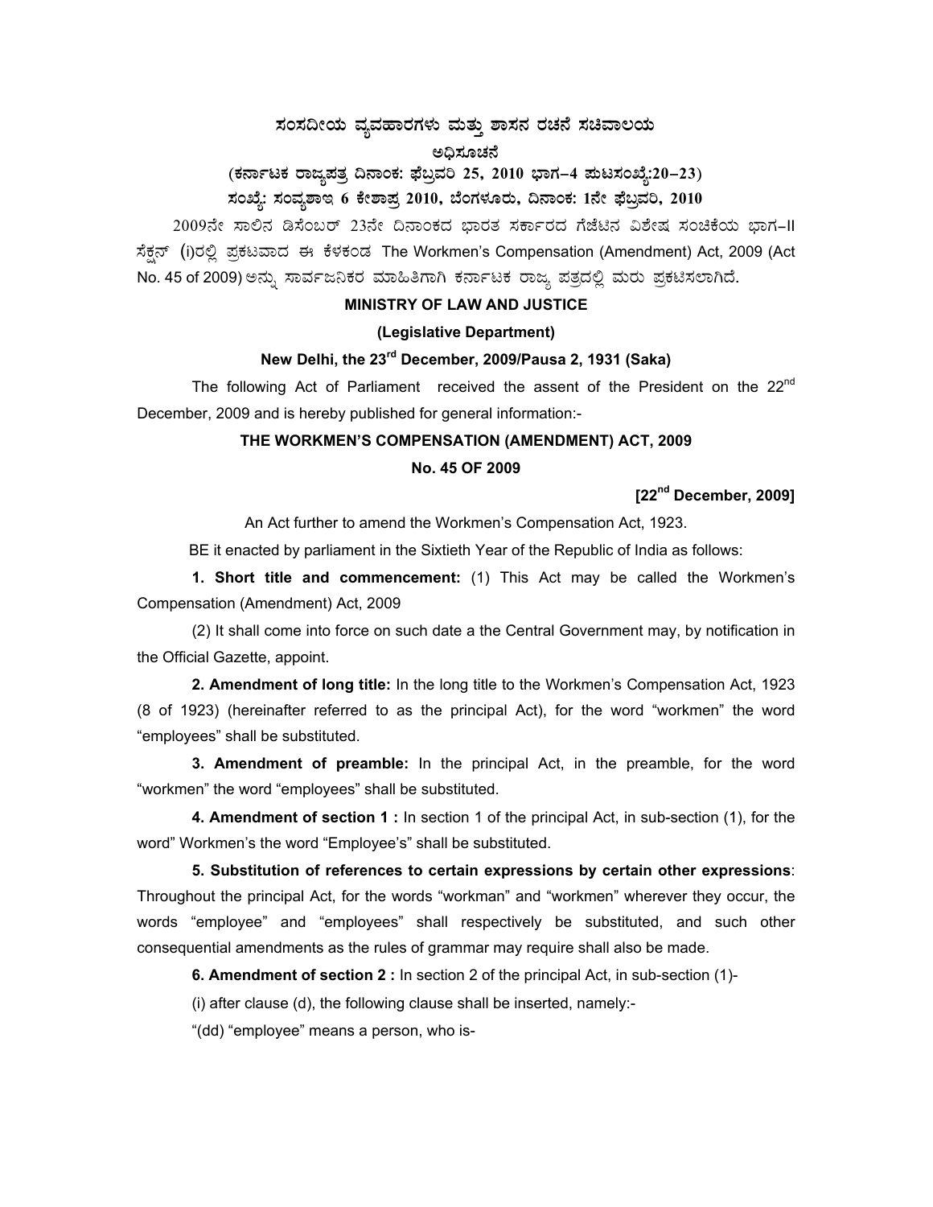# ಸಂಸದೀಯ ವ್ಯವಹಾರಗಳು ಮತ್ತು ಶಾಸನ ರಚನೆ ಸಚಿವಾಲಯ

## ಅಧಿಸೂಚನೆ

**(ಕರ್ನಾಟಕ ರಾಜ್ಯಪತ್ರ ದಿನಾಂಕ: ಫೆಬ್ರವರಿ 25, 2010 ಭಾಗ–4 ಪುಟಸಂಖ್ಯೆ:20–23)**

**ಸಂಖ್ಯೆ: ಸಂವ್ಯಶಾಇ 6 ಕೇಶಾಪ್ರ 2010, ಬೆಂಗಳೂರು, ದಿನಾಂಕ: 1ನೇ ಫೆಬ್ರವರಿ, 2010**

2009ನೇ ಸಾಲಿನ ಡಿಸೆಂಬರ್ 23ನೇ ದಿನಾಂಕದ ಭಾರತ ಸರ್ಕಾರದ ಗೆಜೆಟಿನ ವಿಶೇಷ ಸಂಚಿಕೆಯ ಭಾಗ–II ಸೆಕ್ಷನ್ (i)ರಲ್ಲಿ ಪ್ರಕಟವಾದ ಈ ಕೆಳಕಂಡ The Workmen's Compensation (Amendment) Act, 2009 (Act No. 45 of 2009) ಅನ್ನು ಸಾರ್ವಜನಿಕರ ಮಾಹಿತಿಗಾಗಿ ಕರ್ನಾಟಕ ರಾಜ್ಯ ಪತ್ರದಲ್ಲಿ ಮರು ಪ್ರಕಟಿಸಲಾಗಿದೆ.

**MINISTRY OF LAW AND JUSTICE**

**(Legislative Department)**

**New Delhi, the 23rd December, 2009/Pausa 2, 1931 (Saka)**

The following Act of Parliament received the assent of the President on the 22nd December, 2009 and is hereby published for general information:-

**THE WORKMEN'S COMPENSATION (AMENDMENT) ACT, 2009**

**No. 45 OF 2009**

**[22nd December, 2009]**

An Act further to amend the Workmen's Compensation Act, 1923.

BE it enacted by parliament in the Sixtieth Year of the Republic of India as follows:

**1. Short title and commencement:** (1) This Act may be called the Workmen's Compensation (Amendment) Act, 2009

(2) It shall come into force on such date a the Central Government may, by notification in the Official Gazette, appoint.

**2. Amendment of long title:** In the long title to the Workmen's Compensation Act, 1923 (8 of 1923) (hereinafter referred to as the principal Act), for the word "workmen" the word "employees" shall be substituted.

**3. Amendment of preamble:** In the principal Act, in the preamble, for the word "workmen" the word "employees" shall be substituted.

**4. Amendment of section 1 :** In section 1 of the principal Act, in sub-section (1), for the word" Workmen's the word "Employee's" shall be substituted.

**5. Substitution of references to certain expressions by certain other expressions**: Throughout the principal Act, for the words "workman" and "workmen" wherever they occur, the words "employee" and "employees" shall respectively be substituted, and such other consequential amendments as the rules of grammar may require shall also be made.

**6. Amendment of section 2 :** In section 2 of the principal Act, in sub-section (1)-

(i) after clause (d), the following clause shall be inserted, namely:-

"(dd) "employee" means a person, who is-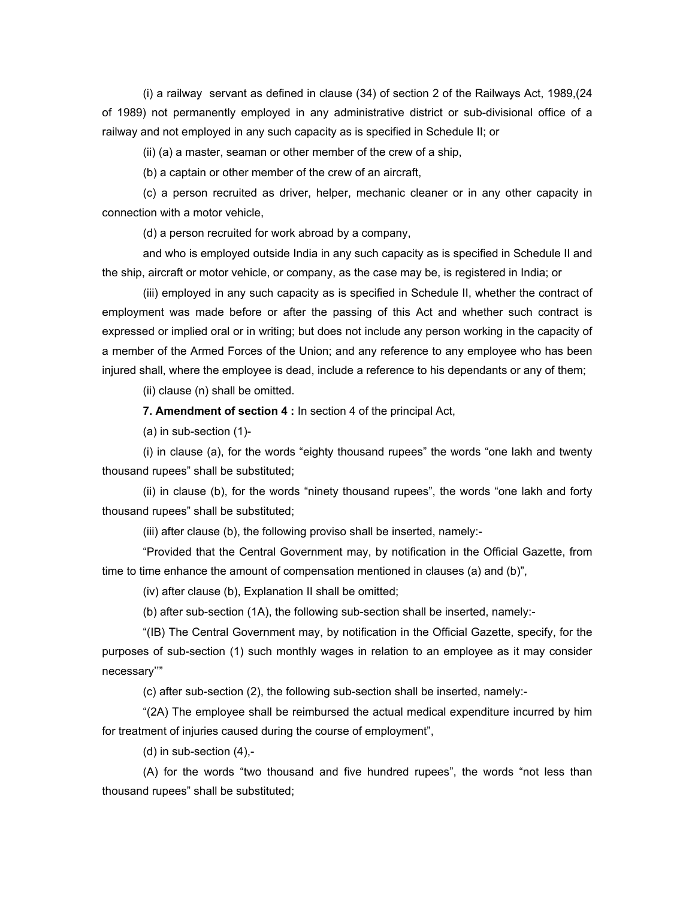(i) a railway servant as defined in clause (34) of section 2 of the Railways Act, 1989,(24 of 1989) not permanently employed in any administrative district or sub-divisional office of a railway and not employed in any such capacity as is specified in Schedule II; or

(ii) (a) a master, seaman or other member of the crew of a ship,

(b) a captain or other member of the crew of an aircraft,

(c) a person recruited as driver, helper, mechanic cleaner or in any other capacity in connection with a motor vehicle,

(d) a person recruited for work abroad by a company,

and who is employed outside India in any such capacity as is specified in Schedule II and the ship, aircraft or motor vehicle, or company, as the case may be, is registered in India; or

(iii) employed in any such capacity as is specified in Schedule II, whether the contract of employment was made before or after the passing of this Act and whether such contract is expressed or implied oral or in writing; but does not include any person working in the capacity of a member of the Armed Forces of the Union; and any reference to any employee who has been injured shall, where the employee is dead, include a reference to his dependants or any of them;

(ii) clause (n) shall be omitted.

**7. Amendment of section 4 :** In section 4 of the principal Act,

(a) in sub-section (1)-

(i) in clause (a), for the words "eighty thousand rupees" the words "one lakh and twenty thousand rupees" shall be substituted;

(ii) in clause (b), for the words "ninety thousand rupees", the words "one lakh and forty thousand rupees" shall be substituted;

(iii) after clause (b), the following proviso shall be inserted, namely:-

"Provided that the Central Government may, by notification in the Official Gazette, from time to time enhance the amount of compensation mentioned in clauses (a) and (b)",

(iv) after clause (b), Explanation II shall be omitted;

(b) after sub-section (1A), the following sub-section shall be inserted, namely:-

"(IB) The Central Government may, by notification in the Official Gazette, specify, for the purposes of sub-section (1) such monthly wages in relation to an employee as it may consider necessary''"

(c) after sub-section (2), the following sub-section shall be inserted, namely:-

"(2A) The employee shall be reimbursed the actual medical expenditure incurred by him for treatment of injuries caused during the course of employment",

(d) in sub-section (4),-

(A) for the words "two thousand and five hundred rupees", the words "not less than thousand rupees" shall be substituted;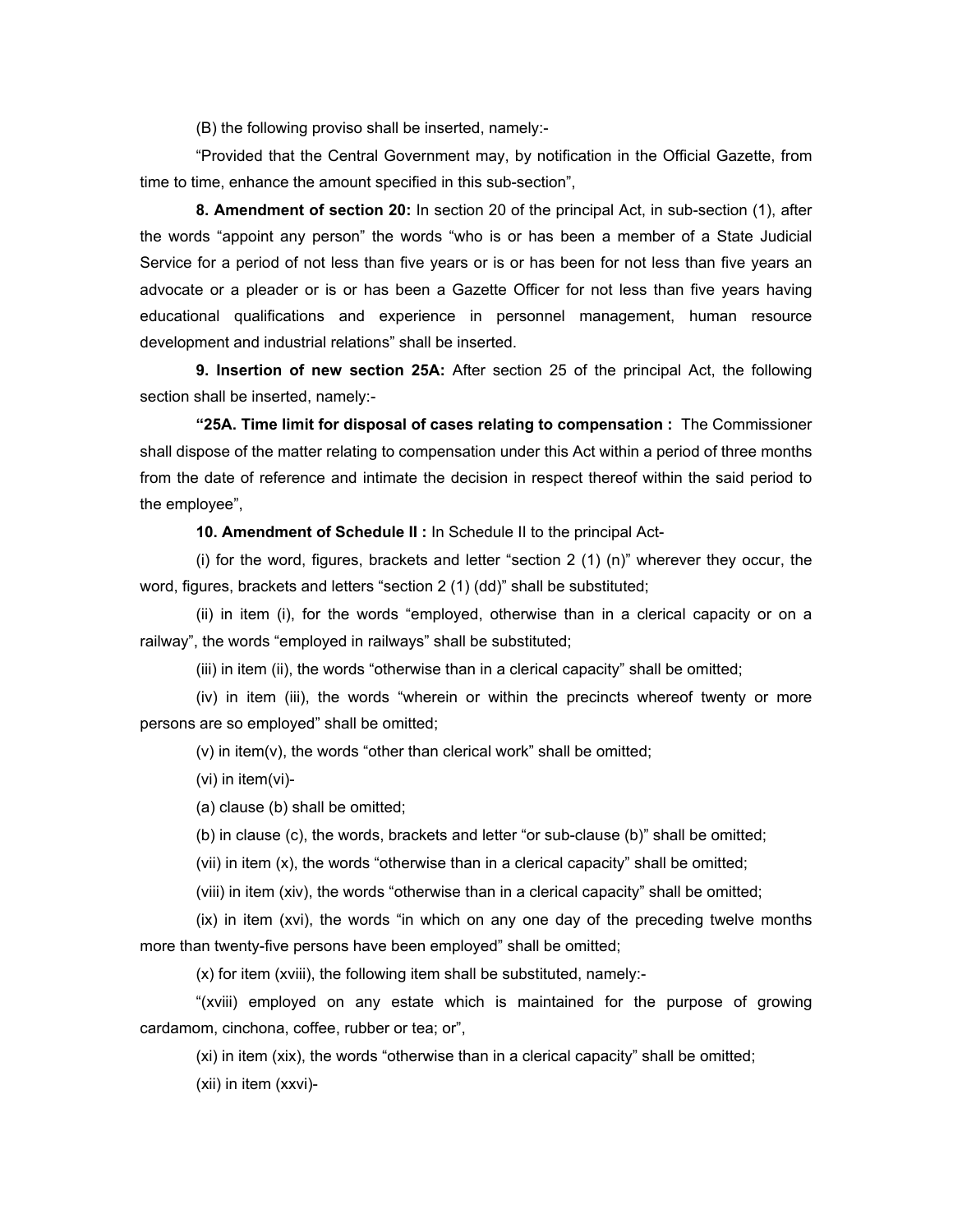(B) the following proviso shall be inserted, namely:-

"Provided that the Central Government may, by notification in the Official Gazette, from time to time, enhance the amount specified in this sub-section",

**8. Amendment of section 20:** In section 20 of the principal Act, in sub-section (1), after the words "appoint any person" the words "who is or has been a member of a State Judicial Service for a period of not less than five years or is or has been for not less than five years an advocate or a pleader or is or has been a Gazette Officer for not less than five years having educational qualifications and experience in personnel management, human resource development and industrial relations" shall be inserted.

**9. Insertion of new section 25A:** After section 25 of the principal Act, the following section shall be inserted, namely:-

**"25A. Time limit for disposal of cases relating to compensation :** The Commissioner shall dispose of the matter relating to compensation under this Act within a period of three months from the date of reference and intimate the decision in respect thereof within the said period to the employee",

**10. Amendment of Schedule II :** In Schedule II to the principal Act-

(i) for the word, figures, brackets and letter "section 2 (1) (n)" wherever they occur, the word, figures, brackets and letters "section 2 (1) (dd)" shall be substituted;

(ii) in item (i), for the words "employed, otherwise than in a clerical capacity or on a railway", the words "employed in railways" shall be substituted;

(iii) in item (ii), the words "otherwise than in a clerical capacity" shall be omitted;

(iv) in item (iii), the words "wherein or within the precincts whereof twenty or more persons are so employed" shall be omitted;

(v) in item(v), the words "other than clerical work" shall be omitted;

(vi) in item(vi)-

(a) clause (b) shall be omitted;

(b) in clause (c), the words, brackets and letter "or sub-clause (b)" shall be omitted;

(vii) in item (x), the words "otherwise than in a clerical capacity" shall be omitted;

(viii) in item (xiv), the words "otherwise than in a clerical capacity" shall be omitted;

(ix) in item (xvi), the words "in which on any one day of the preceding twelve months more than twenty-five persons have been employed" shall be omitted;

(x) for item (xviii), the following item shall be substituted, namely:-

"(xviii) employed on any estate which is maintained for the purpose of growing cardamom, cinchona, coffee, rubber or tea; or",

(xi) in item (xix), the words "otherwise than in a clerical capacity" shall be omitted;

(xii) in item (xxvi)-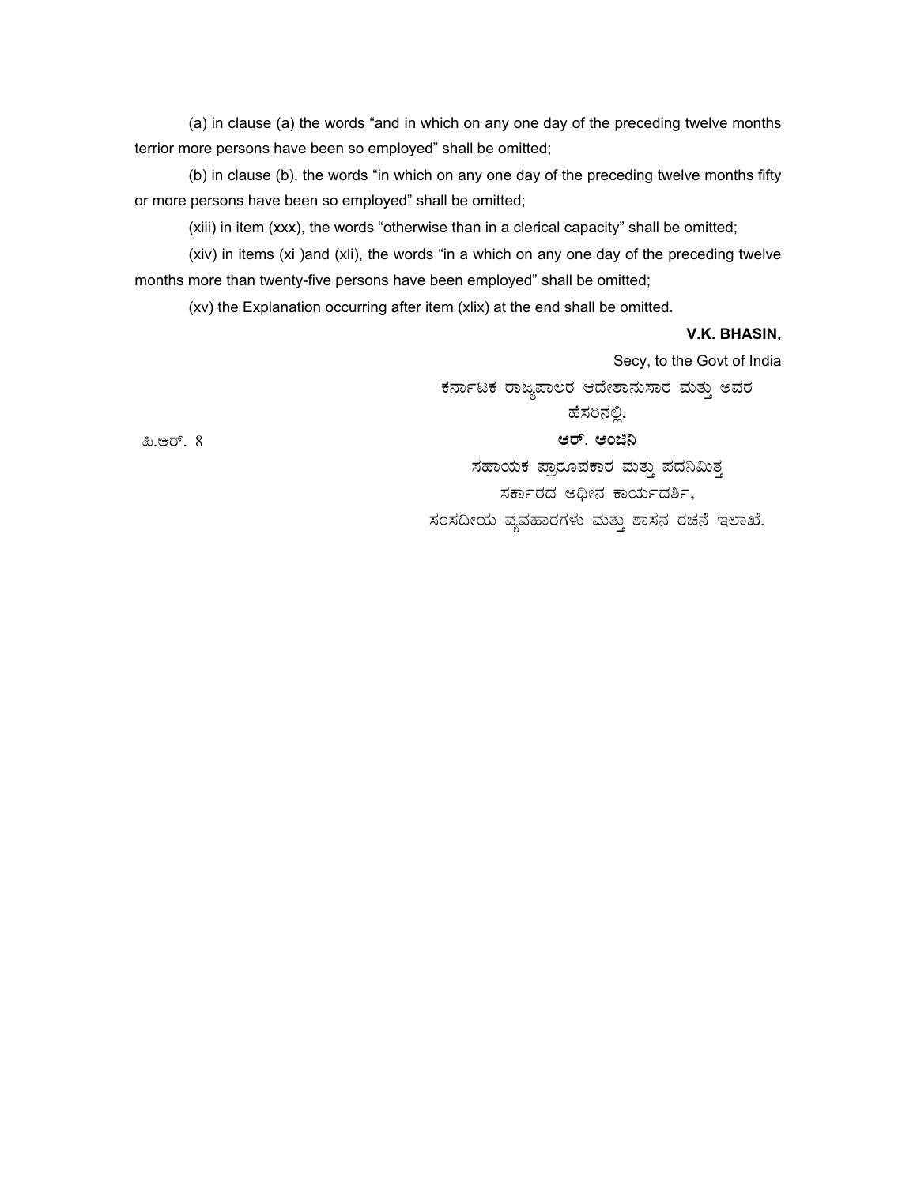(a) in clause (a) the words “and in which on any one day of the preceding twelve months terrior more persons have been so employed” shall be omitted;

(b) in clause (b), the words “in which on any one day of the preceding twelve months fifty or more persons have been so employed” shall be omitted;

(xiii) in item (xxx), the words “otherwise than in a clerical capacity” shall be omitted;

(xiv) in items (xi )and (xli), the words “in a which on any one day of the preceding twelve months more than twenty-five persons have been employed” shall be omitted;

(xv) the Explanation occurring after item (xlix) at the end shall be omitted.

**V.K. BHASIN,**

Secy, to the Govt of India

ಕರ್ನಾಟಕ ರಾಜ್ಯಪಾಲರ ಆದೇಶಾನುಸಾರ ಮತ್ತು ಅವರ ಹೆಸರಿನಲ್ಲಿ,

**ಆರ್. ಆಂಜಿನಿ**

ಸಹಾಯಕ ಪ್ರಾರೂಪಕಾರ ಮತ್ತು ಪದನಿಮಿತ್ತ ಸರ್ಕಾರದ ಅಧೀನ ಕಾರ್ಯದರ್ಶಿ,

ಸಂಸದೀಯ ವ್ಯವಹಾರಗಳು ಮತ್ತು ಶಾಸನ ರಚನೆ ಇಲಾಖೆ.

ಪಿ.ಆರ್. 8